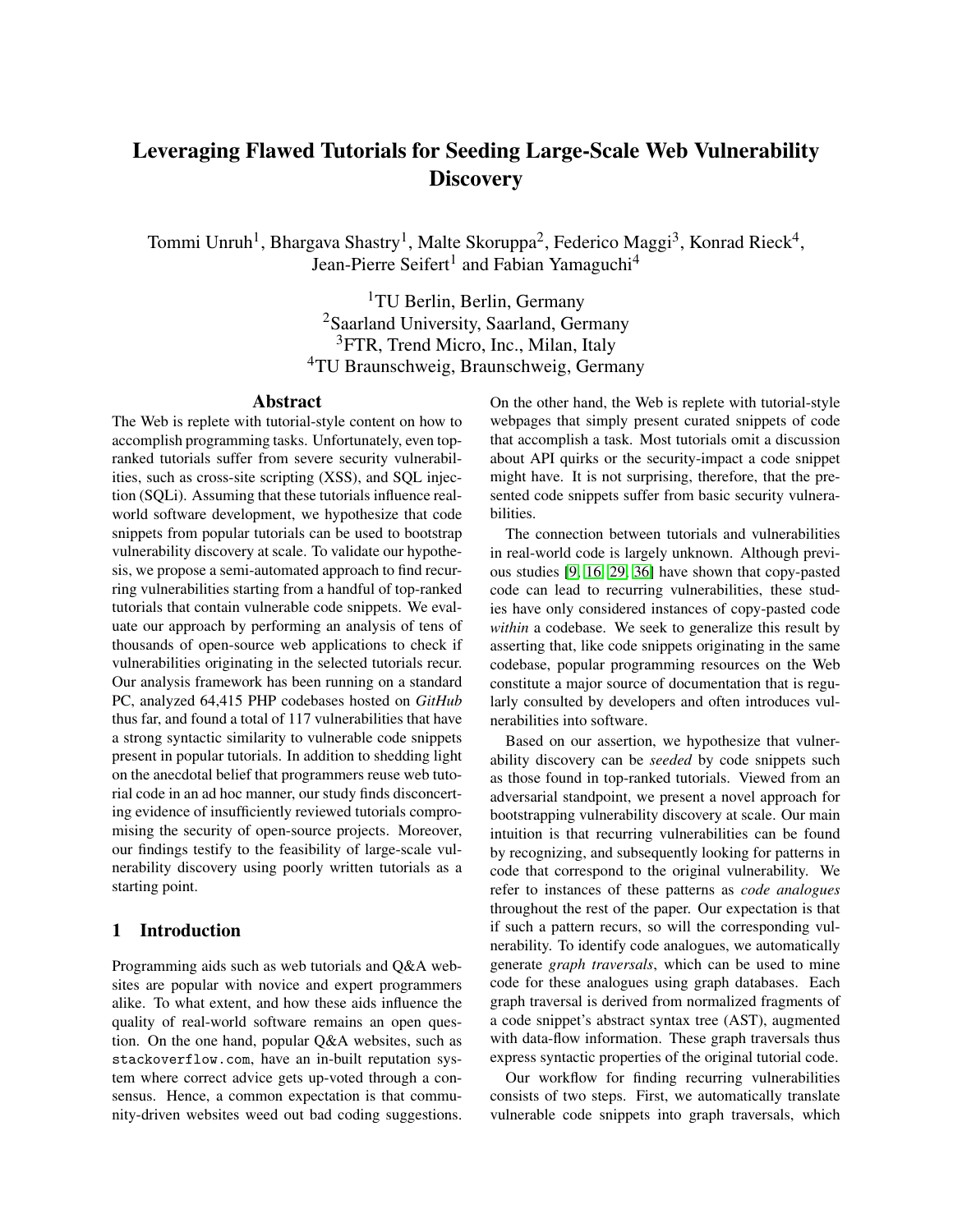# Leveraging Flawed Tutorials for Seeding Large-Scale Web Vulnerability Discovery

Tommi Unruh[1], Bhargava Shastry[1], Malte Skoruppa[2], Federico Maggi[3], Konrad Rieck[4], Jean-Pierre Seifert[1] and Fabian Yamaguchi[4]

[1]TU Berlin, Berlin, Germany
[2]Saarland University, Saarland, Germany
[3]FTR, Trend Micro, Inc., Milan, Italy
[4]TU Braunschweig, Braunschweig, Germany

## Abstract

The Web is replete with tutorial-style content on how to accomplish programming tasks. Unfortunately, even top-ranked tutorials suffer from severe security vulnerabilities, such as cross-site scripting (XSS), and SQL injection (SQLi). Assuming that these tutorials influence real-world software development, we hypothesize that code snippets from popular tutorials can be used to bootstrap vulnerability discovery at scale. To validate our hypothesis, we propose a semi-automated approach to find recurring vulnerabilities starting from a handful of top-ranked tutorials that contain vulnerable code snippets. We evaluate our approach by performing an analysis of tens of thousands of open-source web applications to check if vulnerabilities originating in the selected tutorials recur. Our analysis framework has been running on a standard PC, analyzed 64,415 PHP codebases hosted on *GitHub* thus far, and found a total of 117 vulnerabilities that have a strong syntactic similarity to vulnerable code snippets present in popular tutorials. In addition to shedding light on the anecdotal belief that programmers reuse web tutorial code in an ad hoc manner, our study finds disconcerting evidence of insufficiently reviewed tutorials compromising the security of open-source projects. Moreover, our findings testify to the feasibility of large-scale vulnerability discovery using poorly written tutorials as a starting point.

## 1 Introduction

Programming aids such as web tutorials and Q&A websites are popular with novice and expert programmers alike. To what extent, and how these aids influence the quality of real-world software remains an open question. On the one hand, popular Q&A websites, such as stackoverflow.com, have an in-built reputation system where correct advice gets up-voted through a consensus. Hence, a common expectation is that community-driven websites weed out bad coding suggestions. On the other hand, the Web is replete with tutorial-style webpages that simply present curated snippets of code that accomplish a task. Most tutorials omit a discussion about API quirks or the security-impact a code snippet might have. It is not surprising, therefore, that the presented code snippets suffer from basic security vulnerabilities.

The connection between tutorials and vulnerabilities in real-world code is largely unknown. Although previous studies [9, 16, 29, 36] have shown that copy-pasted code can lead to recurring vulnerabilities, these studies have only considered instances of copy-pasted code *within* a codebase. We seek to generalize this result by asserting that, like code snippets originating in the same codebase, popular programming resources on the Web constitute a major source of documentation that is regularly consulted by developers and often introduces vulnerabilities into software.

Based on our assertion, we hypothesize that vulnerability discovery can be *seeded* by code snippets such as those found in top-ranked tutorials. Viewed from an adversarial standpoint, we present a novel approach for bootstrapping vulnerability discovery at scale. Our main intuition is that recurring vulnerabilities can be found by recognizing, and subsequently looking for patterns in code that correspond to the original vulnerability. We refer to instances of these patterns as *code analogues* throughout the rest of the paper. Our expectation is that if such a pattern recurs, so will the corresponding vulnerability. To identify code analogues, we automatically generate *graph traversals*, which can be used to mine code for these analogues using graph databases. Each graph traversal is derived from normalized fragments of a code snippet's abstract syntax tree (AST), augmented with data-flow information. These graph traversals thus express syntactic properties of the original tutorial code.

Our workflow for finding recurring vulnerabilities consists of two steps. First, we automatically translate vulnerable code snippets into graph traversals, which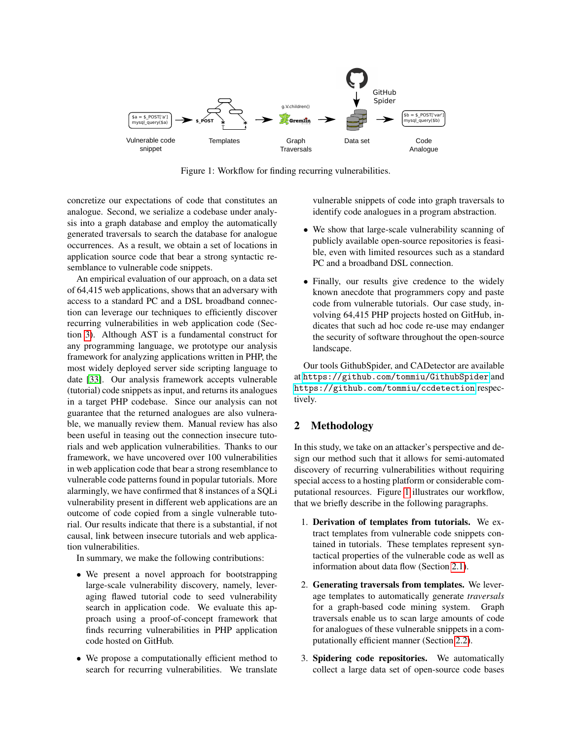Figure 1: Workflow for finding recurring vulnerabilities.

concretize our expectations of code that constitutes an analogue. Second, we serialize a codebase under analysis into a graph database and employ the automatically generated traversals to search the database for analogue occurrences. As a result, we obtain a set of locations in application source code that bear a strong syntactic resemblance to vulnerable code snippets.

An empirical evaluation of our approach, on a data set of 64,415 web applications, shows that an adversary with access to a standard PC and a DSL broadband connection can leverage our techniques to efficiently discover recurring vulnerabilities in web application code (Section 3). Although AST is a fundamental construct for any programming language, we prototype our analysis framework for analyzing applications written in PHP, the most widely deployed server side scripting language to date [33]. Our analysis framework accepts vulnerable (tutorial) code snippets as input, and returns its analogues in a target PHP codebase. Since our analysis can not guarantee that the returned analogues are also vulnerable, we manually review them. Manual review has also been useful in teasing out the connection insecure tutorials and web application vulnerabilities. Thanks to our framework, we have uncovered over 100 vulnerabilities in web application code that bear a strong resemblance to vulnerable code patterns found in popular tutorials. More alarmingly, we have confirmed that 8 instances of a SQLi vulnerability present in different web applications are an outcome of code copied from a single vulnerable tutorial. Our results indicate that there is a substantial, if not causal, link between insecure tutorials and web application vulnerabilities.

In summary, we make the following contributions:

- We present a novel approach for bootstrapping large-scale vulnerability discovery, namely, leveraging flawed tutorial code to seed vulnerability search in application code. We evaluate this approach using a proof-of-concept framework that finds recurring vulnerabilities in PHP application code hosted on GitHub.
- We propose a computationally efficient method to search for recurring vulnerabilities. We translate vulnerable snippets of code into graph traversals to identify code analogues in a program abstraction.
- We show that large-scale vulnerability scanning of publicly available open-source repositories is feasible, even with limited resources such as a standard PC and a broadband DSL connection.
- Finally, our results give credence to the widely known anecdote that programmers copy and paste code from vulnerable tutorials. Our case study, involving 64,415 PHP projects hosted on GitHub, indicates that such ad hoc code re-use may endanger the security of software throughout the open-source landscape.

Our tools GithubSpider, and CADetector are available at `https://github.com/tommiu/GithubSpider` and `https://github.com/tommiu/ccdetection` respectively.

## 2 Methodology

In this study, we take on an attacker's perspective and design our method such that it allows for semi-automated discovery of recurring vulnerabilities without requiring special access to a hosting platform or considerable computational resources. Figure 1 illustrates our workflow, that we briefly describe in the following paragraphs.

1. **Derivation of templates from tutorials.** We extract templates from vulnerable code snippets contained in tutorials. These templates represent syntactical properties of the vulnerable code as well as information about data flow (Section 2.1).
2. **Generating traversals from templates.** We leverage templates to automatically generate *traversals* for a graph-based code mining system. Graph traversals enable us to scan large amounts of code for analogues of these vulnerable snippets in a computationally efficient manner (Section 2.2).
3. **Spidering code repositories.** We automatically collect a large data set of open-source code bases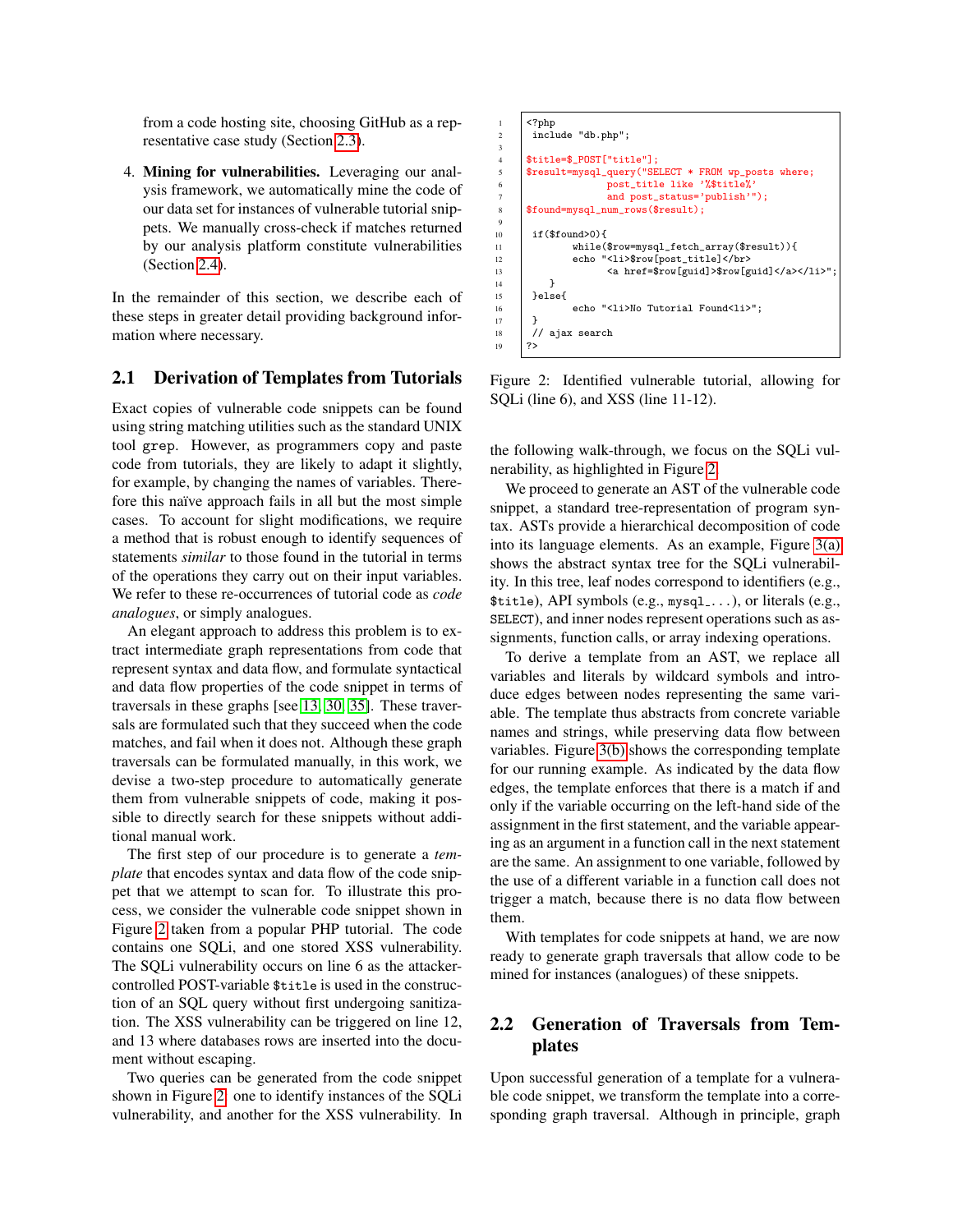from a code hosting site, choosing GitHub as a representative case study (Section 2.3).

4. **Mining for vulnerabilities.** Leveraging our analysis framework, we automatically mine the code of our data set for instances of vulnerable tutorial snippets. We manually cross-check if matches returned by our analysis platform constitute vulnerabilities (Section 2.4).

In the remainder of this section, we describe each of these steps in greater detail providing background information where necessary.

## 2.1 Derivation of Templates from Tutorials

Exact copies of vulnerable code snippets can be found using string matching utilities such as the standard UNIX tool `grep`. However, as programmers copy and paste code from tutorials, they are likely to adapt it slightly, for example, by changing the names of variables. Therefore this naïve approach fails in all but the most simple cases. To account for slight modifications, we require a method that is robust enough to identify sequences of statements *similar* to those found in the tutorial in terms of the operations they carry out on their input variables. We refer to these re-occurrences of tutorial code as *code analogues*, or simply analogues.

An elegant approach to address this problem is to extract intermediate graph representations from code that represent syntax and data flow, and formulate syntactical and data flow properties of the code snippet in terms of traversals in these graphs [see 13, 30, 35]. These traversals are formulated such that they succeed when the code matches, and fail when it does not. Although these graph traversals can be formulated manually, in this work, we devise a two-step procedure to automatically generate them from vulnerable snippets of code, making it possible to directly search for these snippets without additional manual work.

The first step of our procedure is to generate a *template* that encodes syntax and data flow of the code snippet that we attempt to scan for. To illustrate this process, we consider the vulnerable code snippet shown in Figure 2 taken from a popular PHP tutorial. The code contains one SQLi, and one stored XSS vulnerability. The SQLi vulnerability occurs on line 6 as the attacker-controlled POST-variable `$title` is used in the construction of an SQL query without first undergoing sanitization. The XSS vulnerability can be triggered on line 12, and 13 where databases rows are inserted into the document without escaping.

Two queries can be generated from the code snippet shown in Figure 2, one to identify instances of the SQLi vulnerability, and another for the XSS vulnerability. In the following walk-through, we focus on the SQLi vulnerability, as highlighted in Figure 2.

```
1   <?php
2    include "db.php";
3
4   $title=$_POST["title"];
5   $result=mysql_query("SELECT * FROM wp_posts where;
6                post_title like '%$title%'
7                and post_status='publish'");
8   $found=mysql_num_rows($result);
9
10   if($found>0){
11          while($row=mysql_fetch_array($result)){
12          echo "<li>$row[post_title]</br>
13                <a href=$row[guid]>$row[guid]</a></li>";
14      }
15   }else{
16          echo "<li>No Tutorial Found<li>";
17   }
18   // ajax search
19  ?>
```

Figure 2: Identified vulnerable tutorial, allowing for SQLi (line 6), and XSS (line 11-12).

We proceed to generate an AST of the vulnerable code snippet, a standard tree-representation of program syntax. ASTs provide a hierarchical decomposition of code into its language elements. As an example, Figure 3(a) shows the abstract syntax tree for the SQLi vulnerability. In this tree, leaf nodes correspond to identifiers (e.g., `$title`), API symbols (e.g., `mysql_...`), or literals (e.g., `SELECT`), and inner nodes represent operations such as assignments, function calls, or array indexing operations.

To derive a template from an AST, we replace all variables and literals by wildcard symbols and introduce edges between nodes representing the same variable. The template thus abstracts from concrete variable names and strings, while preserving data flow between variables. Figure 3(b) shows the corresponding template for our running example. As indicated by the data flow edges, the template enforces that there is a match if and only if the variable occurring on the left-hand side of the assignment in the first statement, and the variable appearing as an argument in a function call in the next statement are the same. An assignment to one variable, followed by the use of a different variable in a function call does not trigger a match, because there is no data flow between them.

With templates for code snippets at hand, we are now ready to generate graph traversals that allow code to be mined for instances (analogues) of these snippets.

## 2.2 Generation of Traversals from Templates

Upon successful generation of a template for a vulnerable code snippet, we transform the template into a corresponding graph traversal. Although in principle, graph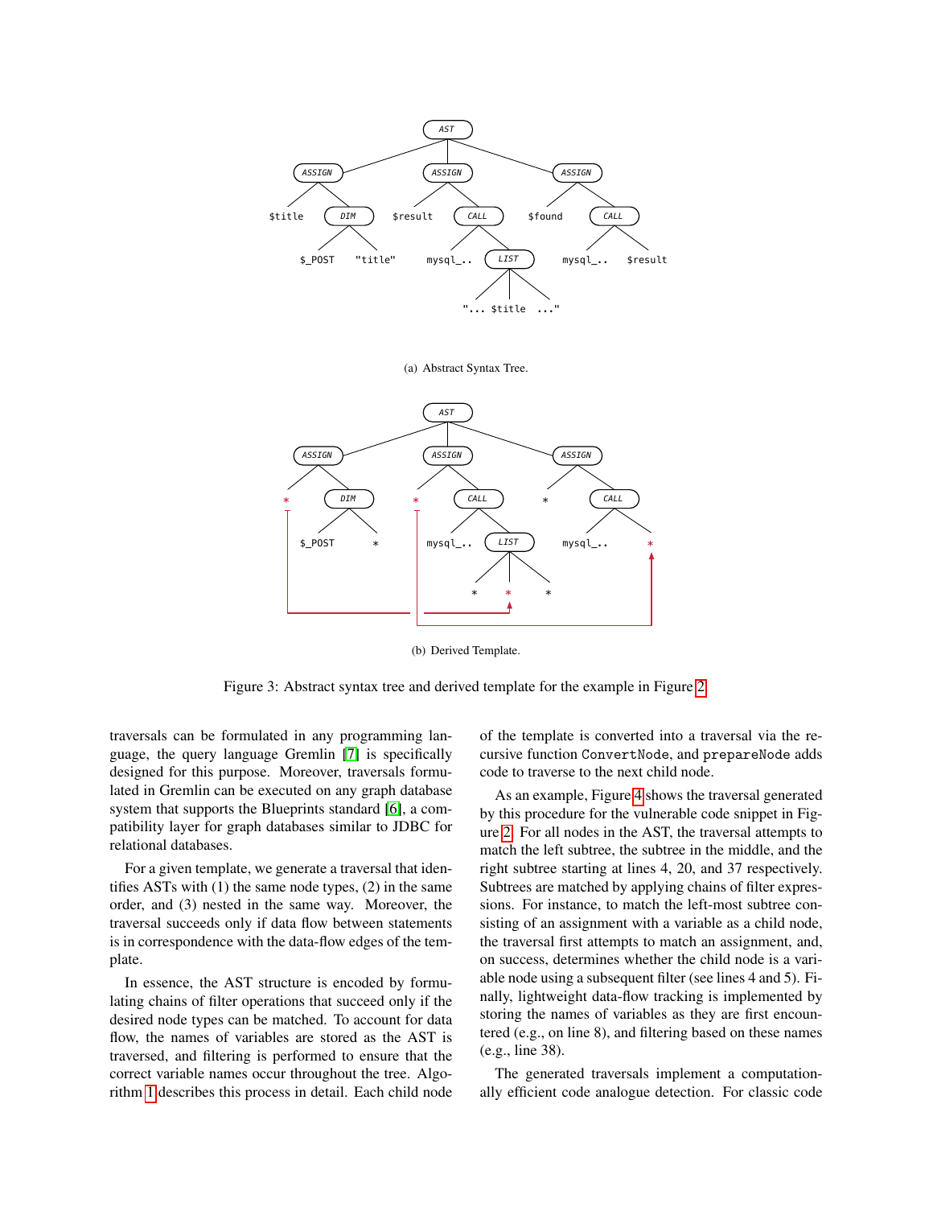(a) Abstract Syntax Tree.

(b) Derived Template.

Figure 3: Abstract syntax tree and derived template for the example in Figure 2.

traversals can be formulated in any programming language, the query language Gremlin [7] is specifically designed for this purpose. Moreover, traversals formulated in Gremlin can be executed on any graph database system that supports the Blueprints standard [6], a compatibility layer for graph databases similar to JDBC for relational databases.

For a given template, we generate a traversal that identifies ASTs with (1) the same node types, (2) in the same order, and (3) nested in the same way. Moreover, the traversal succeeds only if data flow between statements is in correspondence with the data-flow edges of the template.

In essence, the AST structure is encoded by formulating chains of filter operations that succeed only if the desired node types can be matched. To account for data flow, the names of variables are stored as the AST is traversed, and filtering is performed to ensure that the correct variable names occur throughout the tree. Algorithm 1 describes this process in detail. Each child node of the template is converted into a traversal via the recursive function `ConvertNode`, and `prepareNode` adds code to traverse to the next child node.

As an example, Figure 4 shows the traversal generated by this procedure for the vulnerable code snippet in Figure 2. For all nodes in the AST, the traversal attempts to match the left subtree, the subtree in the middle, and the right subtree starting at lines 4, 20, and 37 respectively. Subtrees are matched by applying chains of filter expressions. For instance, to match the left-most subtree consisting of an assignment with a variable as a child node, the traversal first attempts to match an assignment, and, on success, determines whether the child node is a variable node using a subsequent filter (see lines 4 and 5). Finally, lightweight data-flow tracking is implemented by storing the names of variables as they are first encountered (e.g., on line 8), and filtering based on these names (e.g., line 38).

The generated traversals implement a computationally efficient code analogue detection. For classic code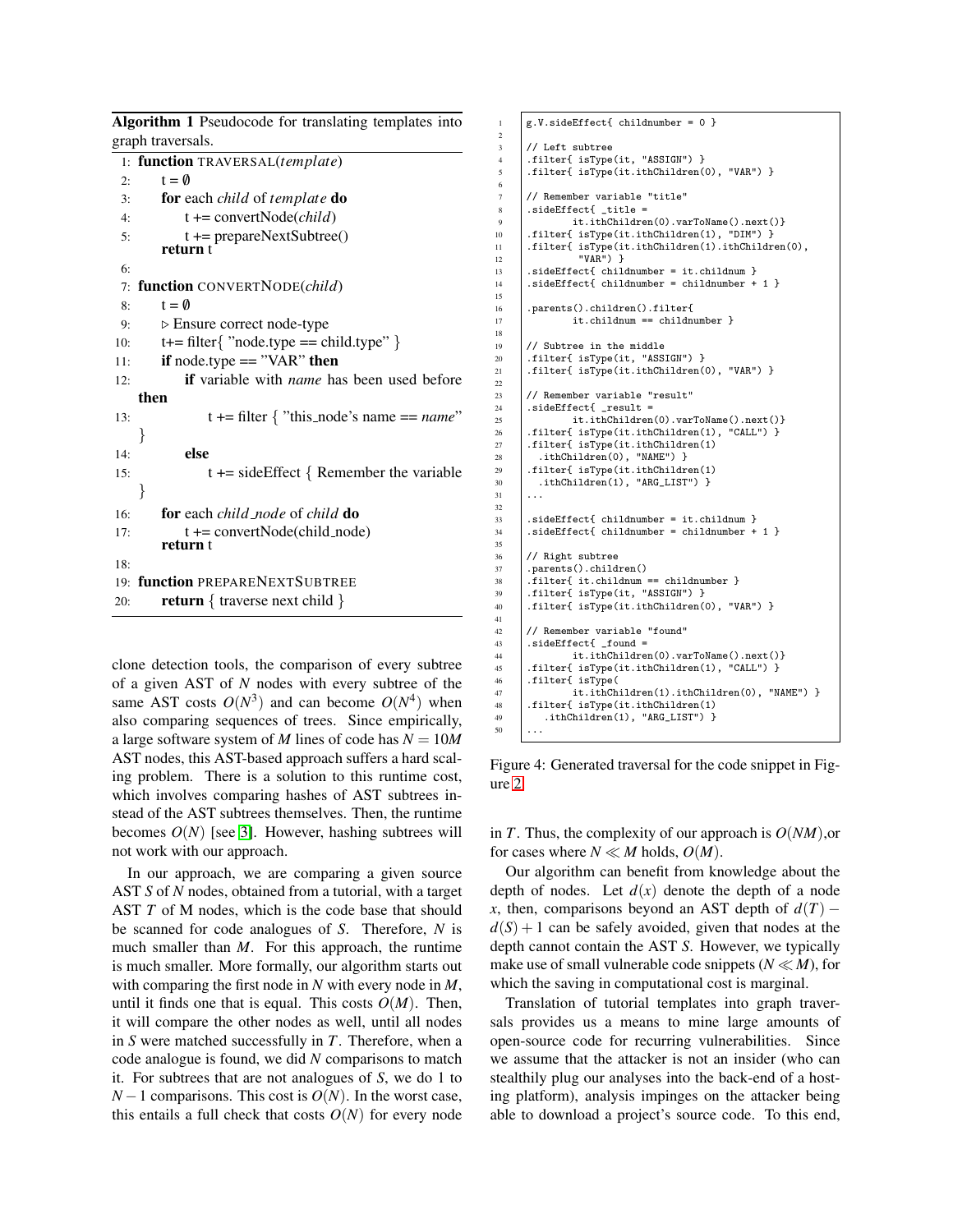**Algorithm 1** Pseudocode for translating templates into graph traversals.

```
 1: function TRAVERSAL(template)
 2:     t = ∅
 3:     for each child of template do
 4:         t += convertNode(child)
 5:         t += prepareNextSubtree()
        return t
 6:
 7: function CONVERTNODE(child)
 8:     t = ∅
 9:     ▷ Ensure correct node-type
10:     t+= filter{ "node.type == child.type" }
11:     if node.type == "VAR" then
12:         if variable with name has been used before then
13:             t += filter { "this_node's name == name" }
14:         else
15:             t += sideEffect { Remember the variable }
16:     for each child_node of child do
17:         t += convertNode(child_node)
        return t
18:
19: function PREPARENEXTSUBTREE
20:     return { traverse next child }
```

clone detection tools, the comparison of every subtree of a given AST of $N$ nodes with every subtree of the same AST costs $O(N^3)$ and can become $O(N^4)$ when also comparing sequences of trees. Since empirically, a large software system of $M$ lines of code has $N = 10M$ AST nodes, this AST-based approach suffers a hard scaling problem. There is a solution to this runtime cost, which involves comparing hashes of AST subtrees instead of the AST subtrees themselves. Then, the runtime becomes $O(N)$ [see [3]]. However, hashing subtrees will not work with our approach.

In our approach, we are comparing a given source AST $S$ of $N$ nodes, obtained from a tutorial, with a target AST $T$ of M nodes, which is the code base that should be scanned for code analogues of $S$. Therefore, $N$ is much smaller than $M$. For this approach, the runtime is much smaller. More formally, our algorithm starts out with comparing the first node in $N$ with every node in $M$, until it finds one that is equal. This costs $O(M)$. Then, it will compare the other nodes as well, until all nodes in $S$ were matched successfully in $T$. Therefore, when a code analogue is found, we did $N$ comparisons to match it. For subtrees that are not analogues of $S$, we do 1 to $N-1$ comparisons. This cost is $O(N)$. In the worst case, this entails a full check that costs $O(N)$ for every node in $T$. Thus, the complexity of our approach is $O(NM)$,or for cases where $N \ll M$ holds, $O(M)$.

```
 1  g.V.sideEffect{ childnumber = 0 }
 2
 3  // Left subtree
 4  .filter{ isType(it, "ASSIGN") }
 5  .filter{ isType(it.ithChildren(0), "VAR") }
 6
 7  // Remember variable "title"
 8  .sideEffect{ _title =
 9          it.ithChildren(0).varToName().next()}
10  .filter{ isType(it.ithChildren(1), "DIM") }
11  .filter{ isType(it.ithChildren(1).ithChildren(0),
12           "VAR") }
13  .sideEffect{ childnumber = it.childnum }
14  .sideEffect{ childnumber = childnumber + 1 }
15
16  .parents().children().filter{
17          it.childnum == childnumber }
18
19  // Subtree in the middle
20  .filter{ isType(it, "ASSIGN") }
21  .filter{ isType(it.ithChildren(0), "VAR") }
22
23  // Remember variable "result"
24  .sideEffect{ _result =
25          it.ithChildren(0).varToName().next()}
26  .filter{ isType(it.ithChildren(1), "CALL") }
27  .filter{ isType(it.ithChildren(1)
28    .ithChildren(0), "NAME") }
29  .filter{ isType(it.ithChildren(1)
30    .ithChildren(1), "ARG_LIST") }
31  ...
32
33  .sideEffect{ childnumber = it.childnum }
34  .sideEffect{ childnumber = childnumber + 1 }
35
36  // Right subtree
37  .parents().children()
38  .filter{ it.childnum == childnumber }
39  .filter{ isType(it, "ASSIGN") }
40  .filter{ isType(it.ithChildren(0), "VAR") }
41
42  // Remember variable "found"
43  .sideEffect{ _found =
44          it.ithChildren(0).varToName().next()}
45  .filter{ isType(it.ithChildren(1), "CALL") }
46  .filter{ isType(
47          it.ithChildren(1).ithChildren(0), "NAME") }
48  .filter{ isType(it.ithChildren(1)
49     .ithChildren(1), "ARG_LIST") }
50  ...
```

Figure 4: Generated traversal for the code snippet in Figure 2.

Our algorithm can benefit from knowledge about the depth of nodes. Let $d(x)$ denote the depth of a node $x$, then, comparisons beyond an AST depth of $d(T) - d(S) + 1$ can be safely avoided, given that nodes at the depth cannot contain the AST $S$. However, we typically make use of small vulnerable code snippets ($N \ll M$), for which the saving in computational cost is marginal.

Translation of tutorial templates into graph traversals provides us a means to mine large amounts of open-source code for recurring vulnerabilities. Since we assume that the attacker is not an insider (who can stealthily plug our analyses into the back-end of a hosting platform), analysis impinges on the attacker being able to download a project's source code. To this end,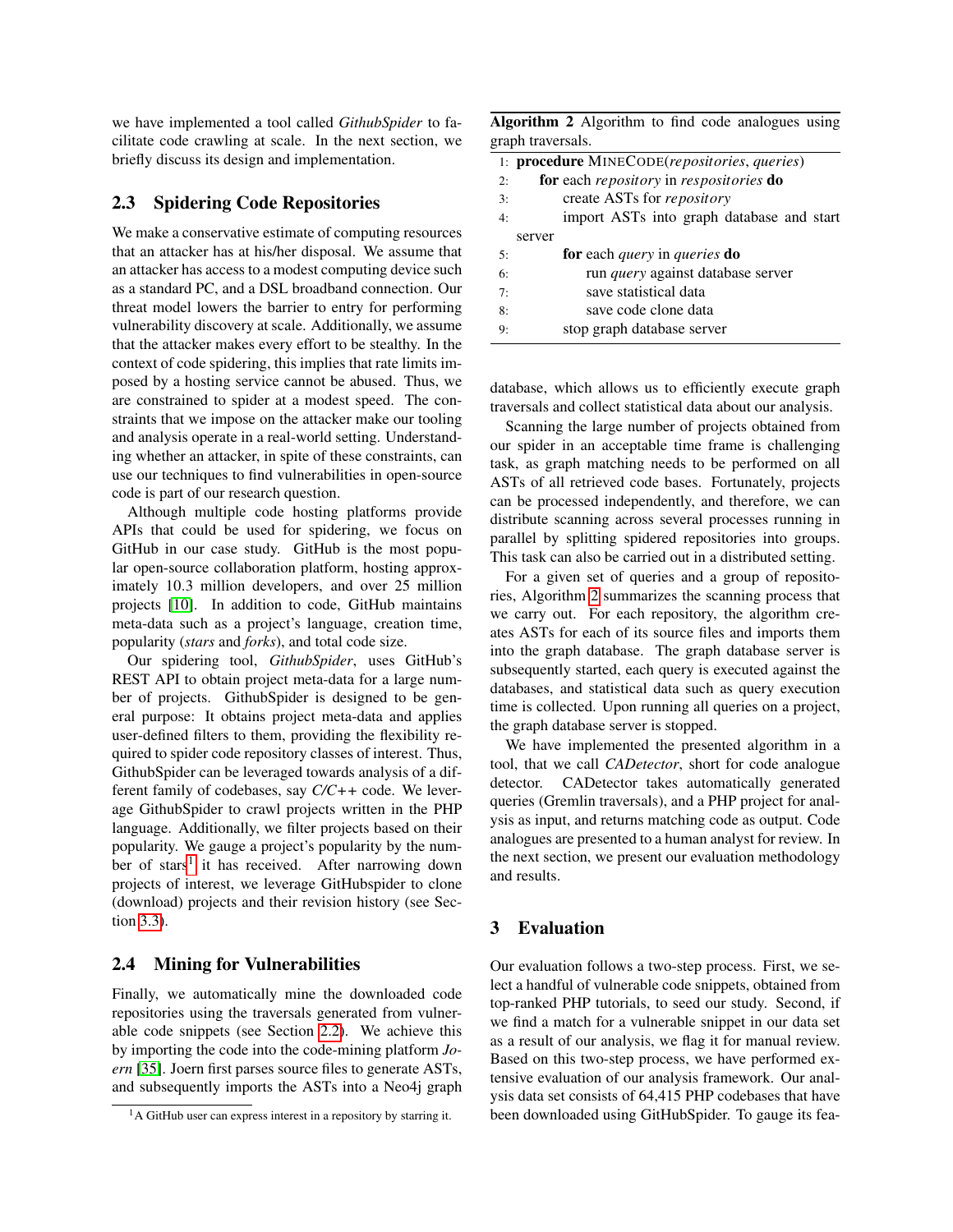we have implemented a tool called *GithubSpider* to facilitate code crawling at scale. In the next section, we briefly discuss its design and implementation.

## 2.3 Spidering Code Repositories

We make a conservative estimate of computing resources that an attacker has at his/her disposal. We assume that an attacker has access to a modest computing device such as a standard PC, and a DSL broadband connection. Our threat model lowers the barrier to entry for performing vulnerability discovery at scale. Additionally, we assume that the attacker makes every effort to be stealthy. In the context of code spidering, this implies that rate limits imposed by a hosting service cannot be abused. Thus, we are constrained to spider at a modest speed. The constraints that we impose on the attacker make our tooling and analysis operate in a real-world setting. Understanding whether an attacker, in spite of these constraints, can use our techniques to find vulnerabilities in open-source code is part of our research question.

Although multiple code hosting platforms provide APIs that could be used for spidering, we focus on GitHub in our case study. GitHub is the most popular open-source collaboration platform, hosting approximately 10.3 million developers, and over 25 million projects [10]. In addition to code, GitHub maintains meta-data such as a project's language, creation time, popularity (*stars* and *forks*), and total code size.

Our spidering tool, *GithubSpider*, uses GitHub's REST API to obtain project meta-data for a large number of projects. GithubSpider is designed to be general purpose: It obtains project meta-data and applies user-defined filters to them, providing the flexibility required to spider code repository classes of interest. Thus, GithubSpider can be leveraged towards analysis of a different family of codebases, say *C/C++* code. We leverage GithubSpider to crawl projects written in the PHP language. Additionally, we filter projects based on their popularity. We gauge a project's popularity by the number of stars[1] it has received. After narrowing down projects of interest, we leverage GitHubspider to clone (download) projects and their revision history (see Section 3.3).

## 2.4 Mining for Vulnerabilities

Finally, we automatically mine the downloaded code repositories using the traversals generated from vulnerable code snippets (see Section 2.2). We achieve this by importing the code into the code-mining platform *Joern* [35]. Joern first parses source files to generate ASTs, and subsequently imports the ASTs into a Neo4j graph database, which allows us to efficiently execute graph traversals and collect statistical data about our analysis.

[1] A GitHub user can express interest in a repository by starring it.

**Algorithm 2** Algorithm to find code analogues using graph traversals.

```
1: procedure MINECODE(repositories, queries)
2:     for each repository in respositories do
3:         create ASTs for repository
4:         import ASTs into graph database and start server
5:         for each query in queries do
6:             run query against database server
7:             save statistical data
8:             save code clone data
9:         stop graph database server
```

Scanning the large number of projects obtained from our spider in an acceptable time frame is challenging task, as graph matching needs to be performed on all ASTs of all retrieved code bases. Fortunately, projects can be processed independently, and therefore, we can distribute scanning across several processes running in parallel by splitting spidered repositories into groups. This task can also be carried out in a distributed setting.

For a given set of queries and a group of repositories, Algorithm 2 summarizes the scanning process that we carry out. For each repository, the algorithm creates ASTs for each of its source files and imports them into the graph database. The graph database server is subsequently started, each query is executed against the databases, and statistical data such as query execution time is collected. Upon running all queries on a project, the graph database server is stopped.

We have implemented the presented algorithm in a tool, that we call *CADetector*, short for code analogue detector. CADetector takes automatically generated queries (Gremlin traversals), and a PHP project for analysis as input, and returns matching code as output. Code analogues are presented to a human analyst for review. In the next section, we present our evaluation methodology and results.

# 3 Evaluation

Our evaluation follows a two-step process. First, we select a handful of vulnerable code snippets, obtained from top-ranked PHP tutorials, to seed our study. Second, if we find a match for a vulnerable snippet in our data set as a result of our analysis, we flag it for manual review. Based on this two-step process, we have performed extensive evaluation of our analysis framework. Our analysis data set consists of 64,415 PHP codebases that have been downloaded using GitHubSpider. To gauge its fea-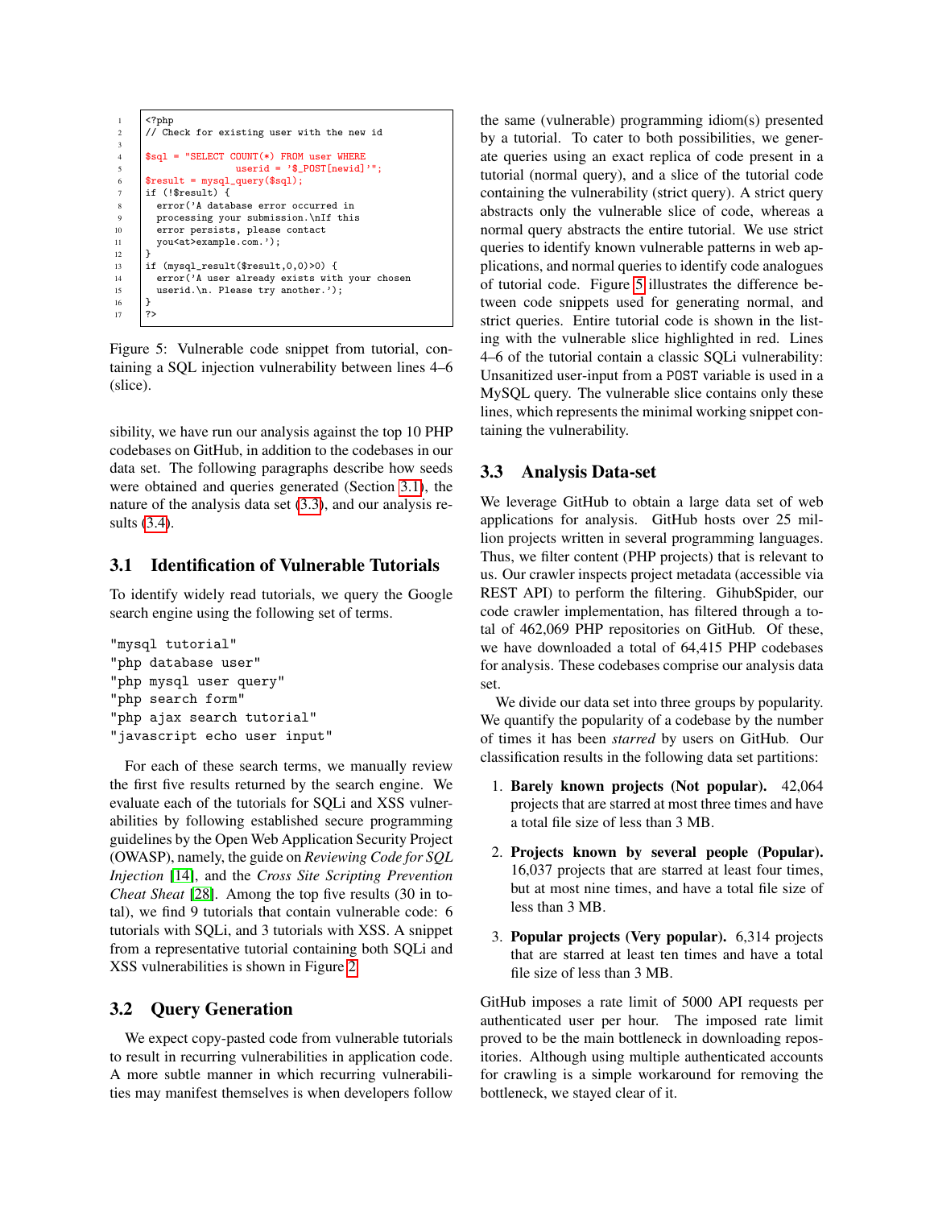```php
<?php
// Check for existing user with the new id

$sql = "SELECT COUNT(*) FROM user WHERE
                userid = '$_POST[newid]'";
$result = mysql_query($sql);
if (!$result) {
  error('A database error occurred in
  processing your submission.\nIf this
  error persists, please contact
  you<at>example.com.');
}
if (mysql_result($result,0,0)>0) {
  error('A user already exists with your chosen
  userid.\n. Please try another.');
}
?>
```

Figure 5: Vulnerable code snippet from tutorial, containing a SQL injection vulnerability between lines 4–6 (slice).

sibility, we have run our analysis against the top 10 PHP codebases on GitHub, in addition to the codebases in our data set. The following paragraphs describe how seeds were obtained and queries generated (Section 3.1), the nature of the analysis data set (3.3), and our analysis results (3.4).

### 3.1 Identification of Vulnerable Tutorials

To identify widely read tutorials, we query the Google search engine using the following set of terms.

```
"mysql tutorial"
"php database user"
"php mysql user query"
"php search form"
"php ajax search tutorial"
"javascript echo user input"
```

For each of these search terms, we manually review the first five results returned by the search engine. We evaluate each of the tutorials for SQLi and XSS vulnerabilities by following established secure programming guidelines by the Open Web Application Security Project (OWASP), namely, the guide on *Reviewing Code for SQL Injection* [14], and the *Cross Site Scripting Prevention Cheat Sheat* [28]. Among the top five results (30 in total), we find 9 tutorials that contain vulnerable code: 6 tutorials with SQLi, and 3 tutorials with XSS. A snippet from a representative tutorial containing both SQLi and XSS vulnerabilities is shown in Figure 2.

### 3.2 Query Generation

We expect copy-pasted code from vulnerable tutorials to result in recurring vulnerabilities in application code. A more subtle manner in which recurring vulnerabilities may manifest themselves is when developers follow the same (vulnerable) programming idiom(s) presented by a tutorial. To cater to both possibilities, we generate queries using an exact replica of code present in a tutorial (normal query), and a slice of the tutorial code containing the vulnerability (strict query). A strict query abstracts only the vulnerable slice of code, whereas a normal query abstracts the entire tutorial. We use strict queries to identify known vulnerable patterns in web applications, and normal queries to identify code analogues of tutorial code. Figure 5 illustrates the difference between code snippets used for generating normal, and strict queries. Entire tutorial code is shown in the listing with the vulnerable slice highlighted in red. Lines 4–6 of the tutorial contain a classic SQLi vulnerability: Unsanitized user-input from a POST variable is used in a MySQL query. The vulnerable slice contains only these lines, which represents the minimal working snippet containing the vulnerability.

### 3.3 Analysis Data-set

We leverage GitHub to obtain a large data set of web applications for analysis. GitHub hosts over 25 million projects written in several programming languages. Thus, we filter content (PHP projects) that is relevant to us. Our crawler inspects project metadata (accessible via REST API) to perform the filtering. GihubSpider, our code crawler implementation, has filtered through a total of 462,069 PHP repositories on GitHub. Of these, we have downloaded a total of 64,415 PHP codebases for analysis. These codebases comprise our analysis data set.

We divide our data set into three groups by popularity. We quantify the popularity of a codebase by the number of times it has been *starred* by users on GitHub. Our classification results in the following data set partitions:

1. **Barely known projects (Not popular).** 42,064 projects that are starred at most three times and have a total file size of less than 3 MB.
2. **Projects known by several people (Popular).** 16,037 projects that are starred at least four times, but at most nine times, and have a total file size of less than 3 MB.
3. **Popular projects (Very popular).** 6,314 projects that are starred at least ten times and have a total file size of less than 3 MB.

GitHub imposes a rate limit of 5000 API requests per authenticated user per hour. The imposed rate limit proved to be the main bottleneck in downloading repositories. Although using multiple authenticated accounts for crawling is a simple workaround for removing the bottleneck, we stayed clear of it.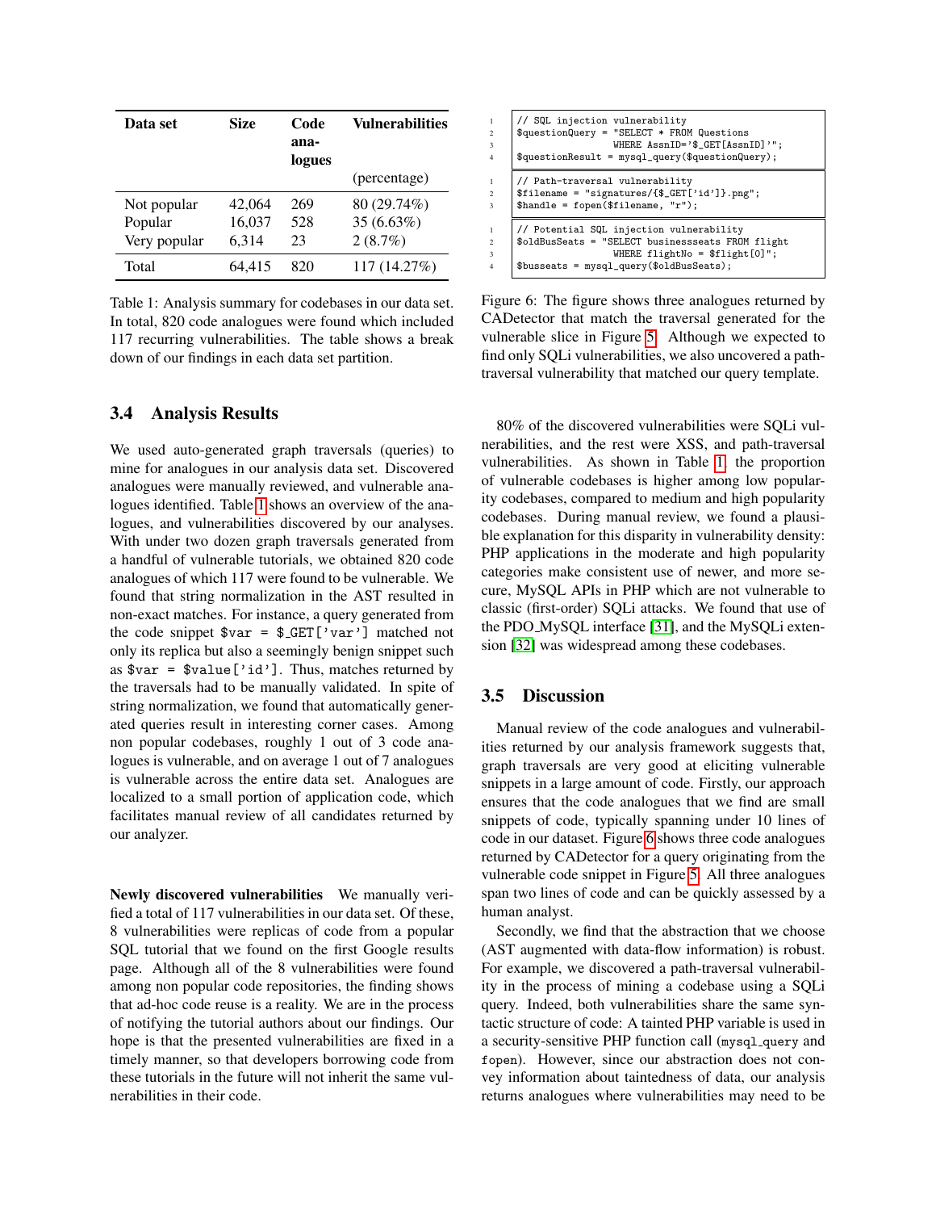| Data set | Size | Code analogues | Vulnerabilities (percentage) |
|---|---|---|---|
| Not popular | 42,064 | 269 | 80 (29.74%) |
| Popular | 16,037 | 528 | 35 (6.63%) |
| Very popular | 6,314 | 23 | 2 (8.7%) |
| Total | 64,415 | 820 | 117 (14.27%) |

Table 1: Analysis summary for codebases in our data set. In total, 820 code analogues were found which included 117 recurring vulnerabilities. The table shows a break down of our findings in each data set partition.

### 3.4 Analysis Results

We used auto-generated graph traversals (queries) to mine for analogues in our analysis data set. Discovered analogues were manually reviewed, and vulnerable analogues identified. Table 1 shows an overview of the analogues, and vulnerabilities discovered by our analyses. With under two dozen graph traversals generated from a handful of vulnerable tutorials, we obtained 820 code analogues of which 117 were found to be vulnerable. We found that string normalization in the AST resulted in non-exact matches. For instance, a query generated from the code snippet `$var = $_GET['var']` matched not only its replica but also a seemingly benign snippet such as `$var = $value['id']`. Thus, matches returned by the traversals had to be manually validated. In spite of string normalization, we found that automatically generated queries result in interesting corner cases. Among non popular codebases, roughly 1 out of 3 code analogues is vulnerable, and on average 1 out of 7 analogues is vulnerable across the entire data set. Analogues are localized to a small portion of application code, which facilitates manual review of all candidates returned by our analyzer.

**Newly discovered vulnerabilities** We manually verified a total of 117 vulnerabilities in our data set. Of these, 8 vulnerabilities were replicas of code from a popular SQL tutorial that we found on the first Google results page. Although all of the 8 vulnerabilities were found among non popular code repositories, the finding shows that ad-hoc code reuse is a reality. We are in the process of notifying the tutorial authors about our findings. Our hope is that the presented vulnerabilities are fixed in a timely manner, so that developers borrowing code from these tutorials in the future will not inherit the same vulnerabilities in their code.

```
1 // SQL injection vulnerability
2 $questionQuery = "SELECT * FROM Questions
3                   WHERE AssnID='$_GET[AssnID]'";
4 $questionResult = mysql_query($questionQuery);
```

```
1 // Path-traversal vulnerability
2 $filename = "signatures/{$_GET['id']}.png";
3 $handle = fopen($filename, "r");
```

```
1 // Potential SQL injection vulnerability
2 $oldBusSeats = "SELECT businessseats FROM flight
3                 WHERE flightNo = $flight[0]";
4 $busseats = mysql_query($oldBusSeats);
```

Figure 6: The figure shows three analogues returned by CADetector that match the traversal generated for the vulnerable slice in Figure 5. Although we expected to find only SQLi vulnerabilities, we also uncovered a path-traversal vulnerability that matched our query template.

80% of the discovered vulnerabilities were SQLi vulnerabilities, and the rest were XSS, and path-traversal vulnerabilities. As shown in Table 1, the proportion of vulnerable codebases is higher among low popularity codebases, compared to medium and high popularity codebases. During manual review, we found a plausible explanation for this disparity in vulnerability density: PHP applications in the moderate and high popularity categories make consistent use of newer, and more secure, MySQL APIs in PHP which are not vulnerable to classic (first-order) SQLi attacks. We found that use of the PDO_MySQL interface [31], and the MySQLi extension [32] was widespread among these codebases.

### 3.5 Discussion

Manual review of the code analogues and vulnerabilities returned by our analysis framework suggests that, graph traversals are very good at eliciting vulnerable snippets in a large amount of code. Firstly, our approach ensures that the code analogues that we find are small snippets of code, typically spanning under 10 lines of code in our dataset. Figure 6 shows three code analogues returned by CADetector for a query originating from the vulnerable code snippet in Figure 5. All three analogues span two lines of code and can be quickly assessed by a human analyst.

Secondly, we find that the abstraction that we choose (AST augmented with data-flow information) is robust. For example, we discovered a path-traversal vulnerability in the process of mining a codebase using a SQLi query. Indeed, both vulnerabilities share the same syntactic structure of code: A tainted PHP variable is used in a security-sensitive PHP function call (`mysql_query` and `fopen`). However, since our abstraction does not convey information about taintedness of data, our analysis returns analogues where vulnerabilities may need to be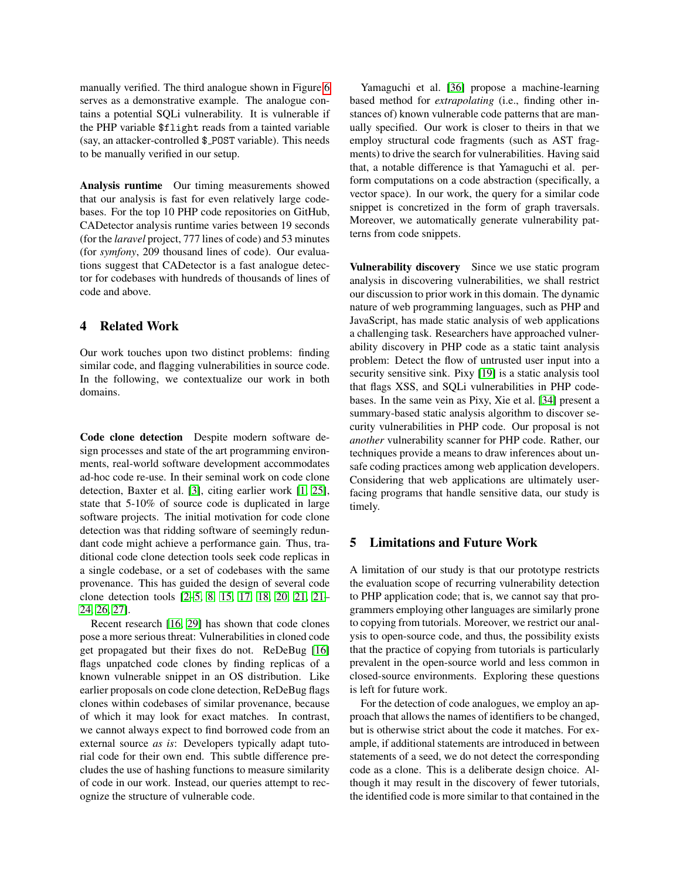manually verified. The third analogue shown in Figure 6 serves as a demonstrative example. The analogue contains a potential SQLi vulnerability. It is vulnerable if the PHP variable `$flight` reads from a tainted variable (say, an attacker-controlled `$_POST` variable). This needs to be manually verified in our setup.

**Analysis runtime** Our timing measurements showed that our analysis is fast for even relatively large codebases. For the top 10 PHP code repositories on GitHub, CADetector analysis runtime varies between 19 seconds (for the *laravel* project, 777 lines of code) and 53 minutes (for *symfony*, 209 thousand lines of code). Our evaluations suggest that CADetector is a fast analogue detector for codebases with hundreds of thousands of lines of code and above.

## 4 Related Work

Our work touches upon two distinct problems: finding similar code, and flagging vulnerabilities in source code. In the following, we contextualize our work in both domains.

**Code clone detection** Despite modern software design processes and state of the art programming environments, real-world software development accommodates ad-hoc code re-use. In their seminal work on code clone detection, Baxter et al. [3], citing earlier work [1, 25], state that 5-10% of source code is duplicated in large software projects. The initial motivation for code clone detection was that ridding software of seemingly redundant code might achieve a performance gain. Thus, traditional code clone detection tools seek code replicas in a single codebase, or a set of codebases with the same provenance. This has guided the design of several code clone detection tools [2–5, 8, 15, 17, 18, 20, 21, 21–24, 26, 27].

Recent research [16, 29] has shown that code clones pose a more serious threat: Vulnerabilities in cloned code get propagated but their fixes do not. ReDeBug [16] flags unpatched code clones by finding replicas of a known vulnerable snippet in an OS distribution. Like earlier proposals on code clone detection, ReDeBug flags clones within codebases of similar provenance, because of which it may look for exact matches. In contrast, we cannot always expect to find borrowed code from an external source *as is*: Developers typically adapt tutorial code for their own end. This subtle difference precludes the use of hashing functions to measure similarity of code in our work. Instead, our queries attempt to recognize the structure of vulnerable code.

Yamaguchi et al. [36] propose a machine-learning based method for *extrapolating* (i.e., finding other instances of) known vulnerable code patterns that are manually specified. Our work is closer to theirs in that we employ structural code fragments (such as AST fragments) to drive the search for vulnerabilities. Having said that, a notable difference is that Yamaguchi et al. perform computations on a code abstraction (specifically, a vector space). In our work, the query for a similar code snippet is concretized in the form of graph traversals. Moreover, we automatically generate vulnerability patterns from code snippets.

**Vulnerability discovery** Since we use static program analysis in discovering vulnerabilities, we shall restrict our discussion to prior work in this domain. The dynamic nature of web programming languages, such as PHP and JavaScript, has made static analysis of web applications a challenging task. Researchers have approached vulnerability discovery in PHP code as a static taint analysis problem: Detect the flow of untrusted user input into a security sensitive sink. Pixy [19] is a static analysis tool that flags XSS, and SQLi vulnerabilities in PHP codebases. In the same vein as Pixy, Xie et al. [34] present a summary-based static analysis algorithm to discover security vulnerabilities in PHP code. Our proposal is not *another* vulnerability scanner for PHP code. Rather, our techniques provide a means to draw inferences about unsafe coding practices among web application developers. Considering that web applications are ultimately user-facing programs that handle sensitive data, our study is timely.

## 5 Limitations and Future Work

A limitation of our study is that our prototype restricts the evaluation scope of recurring vulnerability detection to PHP application code; that is, we cannot say that programmers employing other languages are similarly prone to copying from tutorials. Moreover, we restrict our analysis to open-source code, and thus, the possibility exists that the practice of copying from tutorials is particularly prevalent in the open-source world and less common in closed-source environments. Exploring these questions is left for future work.

For the detection of code analogues, we employ an approach that allows the names of identifiers to be changed, but is otherwise strict about the code it matches. For example, if additional statements are introduced in between statements of a seed, we do not detect the corresponding code as a clone. This is a deliberate design choice. Although it may result in the discovery of fewer tutorials, the identified code is more similar to that contained in the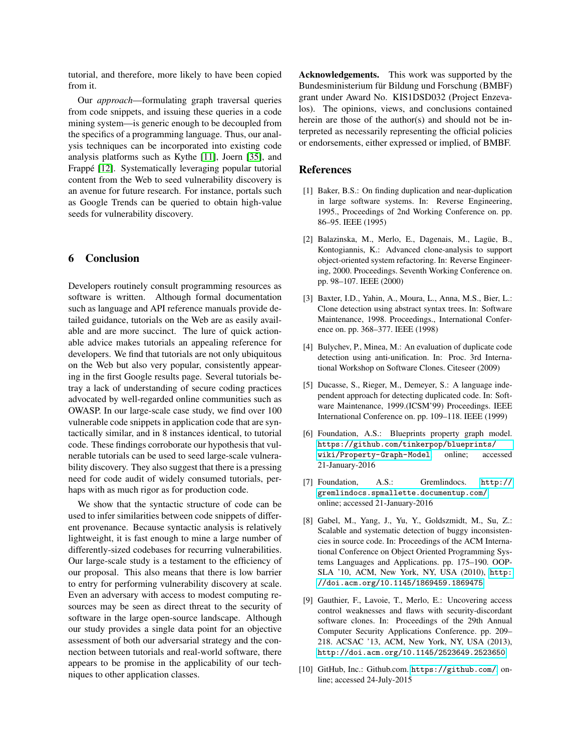tutorial, and therefore, more likely to have been copied from it.

Our *approach*—formulating graph traversal queries from code snippets, and issuing these queries in a code mining system—is generic enough to be decoupled from the specifics of a programming language. Thus, our analysis techniques can be incorporated into existing code analysis platforms such as Kythe [11], Joern [35], and Frappé [12]. Systematically leveraging popular tutorial content from the Web to seed vulnerability discovery is an avenue for future research. For instance, portals such as Google Trends can be queried to obtain high-value seeds for vulnerability discovery.

## 6 Conclusion

Developers routinely consult programming resources as software is written. Although formal documentation such as language and API reference manuals provide detailed guidance, tutorials on the Web are as easily available and are more succinct. The lure of quick actionable advice makes tutorials an appealing reference for developers. We find that tutorials are not only ubiquitous on the Web but also very popular, consistently appearing in the first Google results page. Several tutorials betray a lack of understanding of secure coding practices advocated by well-regarded online communities such as OWASP. In our large-scale case study, we find over 100 vulnerable code snippets in application code that are syntactically similar, and in 8 instances identical, to tutorial code. These findings corroborate our hypothesis that vulnerable tutorials can be used to seed large-scale vulnerability discovery. They also suggest that there is a pressing need for code audit of widely consumed tutorials, perhaps with as much rigor as for production code.

We show that the syntactic structure of code can be used to infer similarities between code snippets of different provenance. Because syntactic analysis is relatively lightweight, it is fast enough to mine a large number of differently-sized codebases for recurring vulnerabilities. Our large-scale study is a testament to the efficiency of our proposal. This also means that there is low barrier to entry for performing vulnerability discovery at scale. Even an adversary with access to modest computing resources may be seen as direct threat to the security of software in the large open-source landscape. Although our study provides a single data point for an objective assessment of both our adversarial strategy and the connection between tutorials and real-world software, there appears to be promise in the applicability of our techniques to other application classes.

**Acknowledgements.** This work was supported by the Bundesministerium für Bildung und Forschung (BMBF) grant under Award No. KIS1DSD032 (Project Enzevalos). The opinions, views, and conclusions contained herein are those of the author(s) and should not be interpreted as necessarily representing the official policies or endorsements, either expressed or implied, of BMBF.

## References

[1] Baker, B.S.: On finding duplication and near-duplication in large software systems. In: Reverse Engineering, 1995., Proceedings of 2nd Working Conference on. pp. 86–95. IEEE (1995)

[2] Balazinska, M., Merlo, E., Dagenais, M., Lagüe, B., Kontogiannis, K.: Advanced clone-analysis to support object-oriented system refactoring. In: Reverse Engineering, 2000. Proceedings. Seventh Working Conference on. pp. 98–107. IEEE (2000)

[3] Baxter, I.D., Yahin, A., Moura, L., Anna, M.S., Bier, L.: Clone detection using abstract syntax trees. In: Software Maintenance, 1998. Proceedings., International Conference on. pp. 368–377. IEEE (1998)

[4] Bulychev, P., Minea, M.: An evaluation of duplicate code detection using anti-unification. In: Proc. 3rd International Workshop on Software Clones. Citeseer (2009)

[5] Ducasse, S., Rieger, M., Demeyer, S.: A language independent approach for detecting duplicated code. In: Software Maintenance, 1999.(ICSM'99) Proceedings. IEEE International Conference on. pp. 109–118. IEEE (1999)

[6] Foundation, A.S.: Blueprints property graph model. https://github.com/tinkerpop/blueprints/wiki/Property-Graph-Model online; accessed 21-January-2016

[7] Foundation, A.S.: Gremlindocs. http://gremlindocs.spmallette.documentup.com/ online; accessed 21-January-2016

[8] Gabel, M., Yang, J., Yu, Y., Goldszmidt, M., Su, Z.: Scalable and systematic detection of buggy inconsistencies in source code. In: Proceedings of the ACM International Conference on Object Oriented Programming Systems Languages and Applications. pp. 175–190. OOPSLA '10, ACM, New York, NY, USA (2010), http://doi.acm.org/10.1145/1869459.1869475

[9] Gauthier, F., Lavoie, T., Merlo, E.: Uncovering access control weaknesses and flaws with security-discordant software clones. In: Proceedings of the 29th Annual Computer Security Applications Conference. pp. 209–218. ACSAC '13, ACM, New York, NY, USA (2013), http://doi.acm.org/10.1145/2523649.2523650

[10] GitHub, Inc.: Github.com. https://github.com/ online; accessed 24-July-2015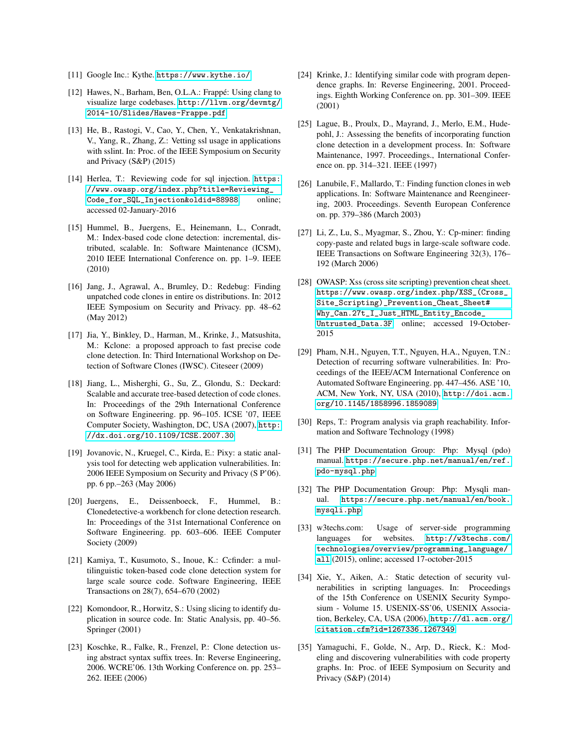[11] Google Inc.: Kythe. https://www.kythe.io/

[12] Hawes, N., Barham, Ben, O.L.A.: Frappé: Using clang to visualize large codebases. http://llvm.org/devmtg/2014-10/Slides/Hawes-Frappe.pdf

[13] He, B., Rastogi, V., Cao, Y., Chen, Y., Venkatakrishnan, V., Yang, R., Zhang, Z.: Vetting ssl usage in applications with sslint. In: Proc. of the IEEE Symposium on Security and Privacy (S&P) (2015)

[14] Herlea, T.: Reviewing code for sql injection. https://www.owasp.org/index.php?title=Reviewing_Code_for_SQL_Injection&oldid=88988 online; accessed 02-January-2016

[15] Hummel, B., Juergens, E., Heinemann, L., Conradt, M.: Index-based code clone detection: incremental, distributed, scalable. In: Software Maintenance (ICSM), 2010 IEEE International Conference on. pp. 1–9. IEEE (2010)

[16] Jang, J., Agrawal, A., Brumley, D.: Redebug: Finding unpatched code clones in entire os distributions. In: 2012 IEEE Symposium on Security and Privacy. pp. 48–62 (May 2012)

[17] Jia, Y., Binkley, D., Harman, M., Krinke, J., Matsushita, M.: Kclone: a proposed approach to fast precise code clone detection. In: Third International Workshop on Detection of Software Clones (IWSC). Citeseer (2009)

[18] Jiang, L., Misherghi, G., Su, Z., Glondu, S.: Deckard: Scalable and accurate tree-based detection of code clones. In: Proceedings of the 29th International Conference on Software Engineering. pp. 96–105. ICSE '07, IEEE Computer Society, Washington, DC, USA (2007), http://dx.doi.org/10.1109/ICSE.2007.30

[19] Jovanovic, N., Kruegel, C., Kirda, E.: Pixy: a static analysis tool for detecting web application vulnerabilities. In: 2006 IEEE Symposium on Security and Privacy (S P'06). pp. 6 pp.–263 (May 2006)

[20] Juergens, E., Deissenboeck, F., Hummel, B.: Clonedetective-a workbench for clone detection research. In: Proceedings of the 31st International Conference on Software Engineering. pp. 603–606. IEEE Computer Society (2009)

[21] Kamiya, T., Kusumoto, S., Inoue, K.: Ccfinder: a multilinguistic token-based code clone detection system for large scale source code. Software Engineering, IEEE Transactions on 28(7), 654–670 (2002)

[22] Komondoor, R., Horwitz, S.: Using slicing to identify duplication in source code. In: Static Analysis, pp. 40–56. Springer (2001)

[23] Koschke, R., Falke, R., Frenzel, P.: Clone detection using abstract syntax suffix trees. In: Reverse Engineering, 2006. WCRE'06. 13th Working Conference on. pp. 253–262. IEEE (2006)

[24] Krinke, J.: Identifying similar code with program dependence graphs. In: Reverse Engineering, 2001. Proceedings. Eighth Working Conference on. pp. 301–309. IEEE (2001)

[25] Lague, B., Proulx, D., Mayrand, J., Merlo, E.M., Hudepohl, J.: Assessing the benefits of incorporating function clone detection in a development process. In: Software Maintenance, 1997. Proceedings., International Conference on. pp. 314–321. IEEE (1997)

[26] Lanubile, F., Mallardo, T.: Finding function clones in web applications. In: Software Maintenance and Reengineering, 2003. Proceedings. Seventh European Conference on. pp. 379–386 (March 2003)

[27] Li, Z., Lu, S., Myagmar, S., Zhou, Y.: Cp-miner: finding copy-paste and related bugs in large-scale software code. IEEE Transactions on Software Engineering 32(3), 176–192 (March 2006)

[28] OWASP: Xss (cross site scripting) prevention cheat sheet. https://www.owasp.org/index.php/XSS_(Cross_Site_Scripting)_Prevention_Cheat_Sheet#Why_Can.27t_I_Just_HTML_Entity_Encode_Untrusted_Data.3F online; accessed 19-October-2015

[29] Pham, N.H., Nguyen, T.T., Nguyen, H.A., Nguyen, T.N.: Detection of recurring software vulnerabilities. In: Proceedings of the IEEE/ACM International Conference on Automated Software Engineering. pp. 447–456. ASE '10, ACM, New York, NY, USA (2010), http://doi.acm.org/10.1145/1858996.1859089

[30] Reps, T.: Program analysis via graph reachability. Information and Software Technology (1998)

[31] The PHP Documentation Group: Php: Mysql (pdo) manual. https://secure.php.net/manual/en/ref.pdo-mysql.php

[32] The PHP Documentation Group: Php: Mysqli manual. https://secure.php.net/manual/en/book.mysqli.php

[33] w3techs.com: Usage of server-side programming languages for websites. http://w3techs.com/technologies/overview/programming_language/all (2015), online; accessed 17-october-2015

[34] Xie, Y., Aiken, A.: Static detection of security vulnerabilities in scripting languages. In: Proceedings of the 15th Conference on USENIX Security Symposium - Volume 15. USENIX-SS'06, USENIX Association, Berkeley, CA, USA (2006), http://dl.acm.org/citation.cfm?id=1267336.1267349

[35] Yamaguchi, F., Golde, N., Arp, D., Rieck, K.: Modeling and discovering vulnerabilities with code property graphs. In: Proc. of IEEE Symposium on Security and Privacy (S&P) (2014)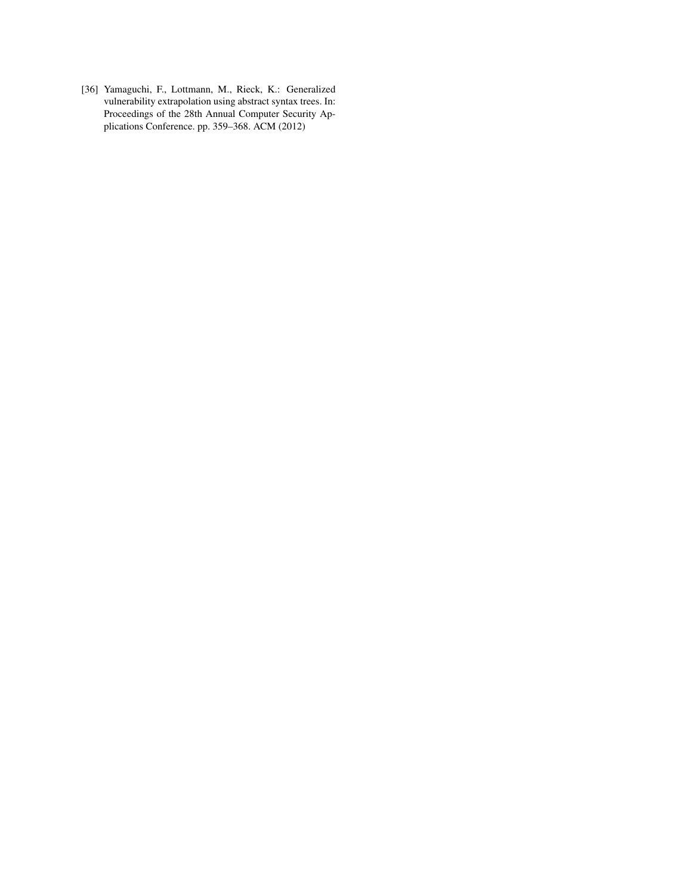[36] Yamaguchi, F., Lottmann, M., Rieck, K.: Generalized vulnerability extrapolation using abstract syntax trees. In: Proceedings of the 28th Annual Computer Security Applications Conference. pp. 359–368. ACM (2012)